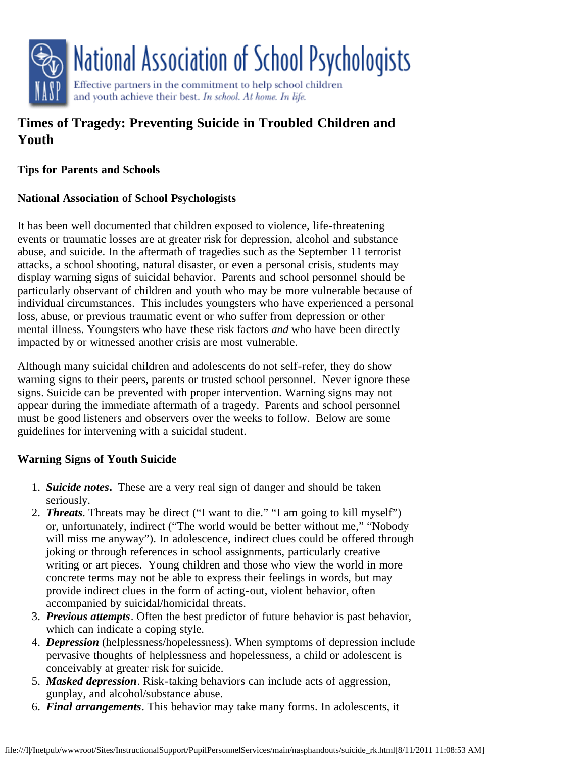# National Association of School Psychologists

Effective partners in the commitment to help school children and youth achieve their best. *In school. At home. In life.*

## Times of Tragedy: Preventing Suicide in Troubled Children and Youth

**Tips for Parents and Schools**

**National Association of School Psychologists**

It has been well documented that children exposed to violence, life-threatening events or traumatic losses are at greater risk for depression, alcohol and substance abuse, and suicide. In the aftermath of tragedies such as the September 11 terrorist attacks, a school shooting, natural disaster, or even a personal crisis, students may display warning signs of suicidal behavior. Parents and school personnel should be particularly observant of children and youth who may be more vulnerable because of individual circumstances. This includes youngsters who have experienced a personal loss, abuse, or previous traumatic event or who suffer from depression or other mental illness. Youngsters who have these risk factors *and* who have been directly impacted by or witnessed another crisis are most vulnerable.

Although many suicidal children and adolescents do not self-refer, they do show warning signs to their peers, parents or trusted school personnel. Never ignore these signs. Suicide can be prevented with proper intervention. Warning signs may not appear during the immediate aftermath of a tragedy. Parents and school personnel must be good listeners and observers over the weeks to follow. Below are some guidelines for intervening with a suicidal student.

### Warning Signs of Youth Suicide

1. ***Suicide notes*.** These are a very real sign of danger and should be taken seriously.
2. ***Threats***. Threats may be direct ("I want to die." "I am going to kill myself") or, unfortunately, indirect ("The world would be better without me," "Nobody will miss me anyway"). In adolescence, indirect clues could be offered through joking or through references in school assignments, particularly creative writing or art pieces. Young children and those who view the world in more concrete terms may not be able to express their feelings in words, but may provide indirect clues in the form of acting-out, violent behavior, often accompanied by suicidal/homicidal threats.
3. ***Previous attempts***. Often the best predictor of future behavior is past behavior, which can indicate a coping style.
4. ***Depression*** (helplessness/hopelessness). When symptoms of depression include pervasive thoughts of helplessness and hopelessness, a child or adolescent is conceivably at greater risk for suicide.
5. ***Masked depression***. Risk-taking behaviors can include acts of aggression, gunplay, and alcohol/substance abuse.
6. ***Final arrangements***. This behavior may take many forms. In adolescents, it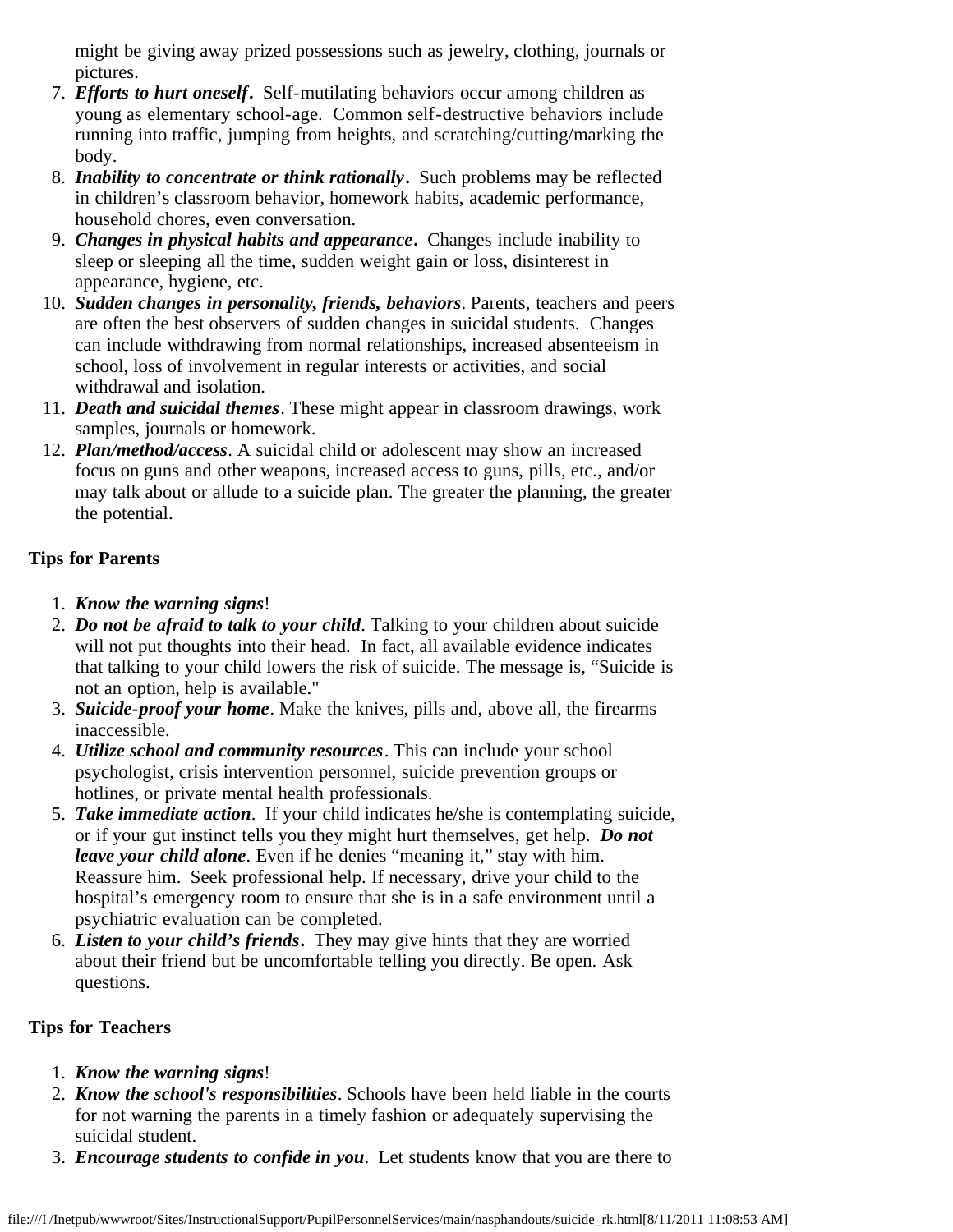might be giving away prized possessions such as jewelry, clothing, journals or pictures.

7. ***Efforts to hurt oneself*.** Self-mutilating behaviors occur among children as young as elementary school-age. Common self-destructive behaviors include running into traffic, jumping from heights, and scratching/cutting/marking the body.
8. ***Inability to concentrate or think rationally*.** Such problems may be reflected in children's classroom behavior, homework habits, academic performance, household chores, even conversation.
9. ***Changes in physical habits and appearance*.** Changes include inability to sleep or sleeping all the time, sudden weight gain or loss, disinterest in appearance, hygiene, etc.
10. ***Sudden changes in personality, friends, behaviors***. Parents, teachers and peers are often the best observers of sudden changes in suicidal students. Changes can include withdrawing from normal relationships, increased absenteeism in school, loss of involvement in regular interests or activities, and social withdrawal and isolation.
11. ***Death and suicidal themes***. These might appear in classroom drawings, work samples, journals or homework.
12. ***Plan/method/access***. A suicidal child or adolescent may show an increased focus on guns and other weapons, increased access to guns, pills, etc., and/or may talk about or allude to a suicide plan. The greater the planning, the greater the potential.

**Tips for Parents**

1. ***Know the warning signs***!
2. ***Do not be afraid to talk to your child***. Talking to your children about suicide will not put thoughts into their head. In fact, all available evidence indicates that talking to your child lowers the risk of suicide. The message is, "Suicide is not an option, help is available."
3. ***Suicide-proof your home***. Make the knives, pills and, above all, the firearms inaccessible.
4. ***Utilize school and community resources***. This can include your school psychologist, crisis intervention personnel, suicide prevention groups or hotlines, or private mental health professionals.
5. ***Take immediate action***. If your child indicates he/she is contemplating suicide, or if your gut instinct tells you they might hurt themselves, get help. ***Do not leave your child alone***. Even if he denies "meaning it," stay with him. Reassure him. Seek professional help. If necessary, drive your child to the hospital's emergency room to ensure that she is in a safe environment until a psychiatric evaluation can be completed.
6. ***Listen to your child's friends*.** They may give hints that they are worried about their friend but be uncomfortable telling you directly. Be open. Ask questions.

**Tips for Teachers**

1. ***Know the warning signs***!
2. ***Know the school's responsibilities***. Schools have been held liable in the courts for not warning the parents in a timely fashion or adequately supervising the suicidal student.
3. ***Encourage students to confide in you***. Let students know that you are there to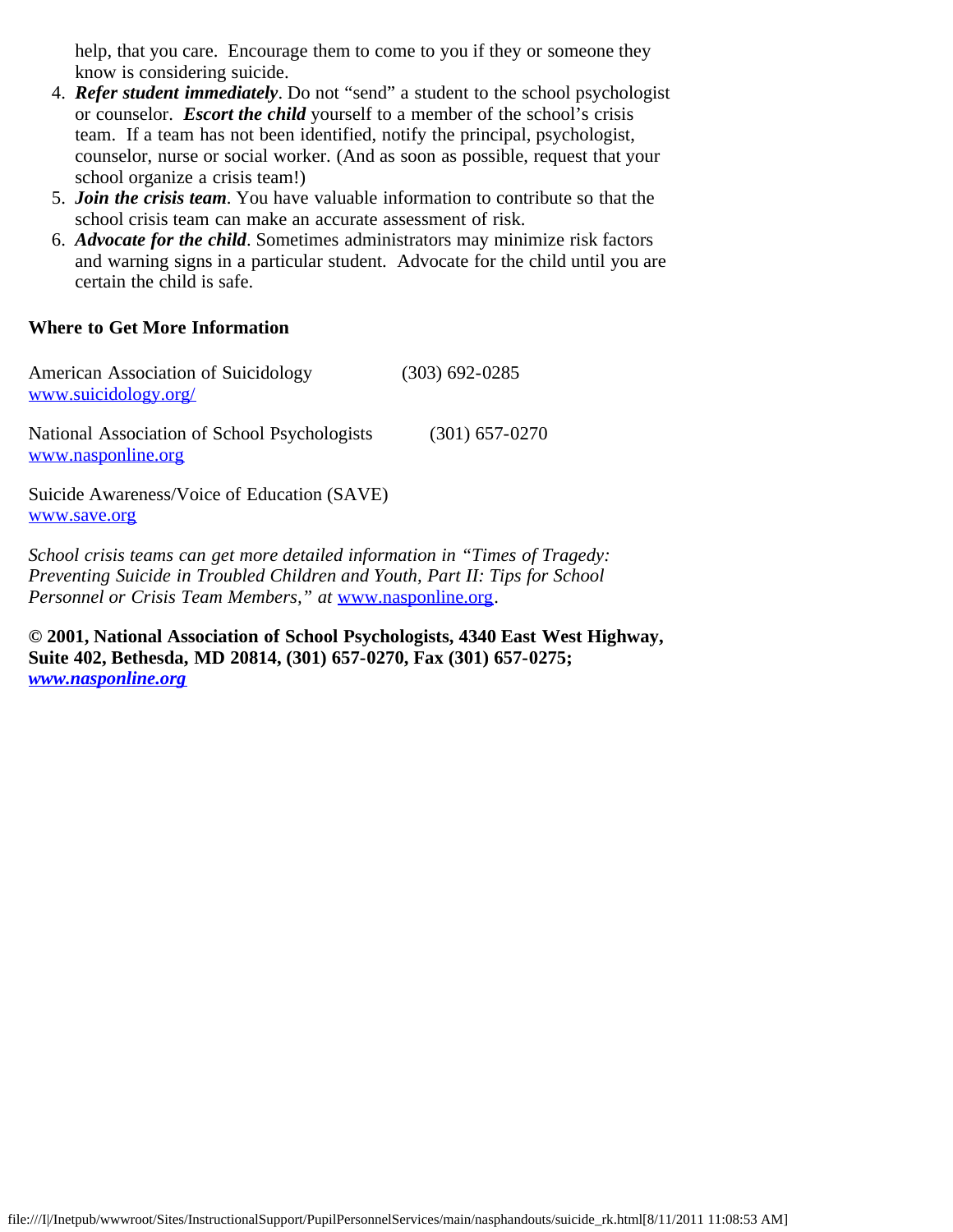help, that you care. Encourage them to come to you if they or someone they know is considering suicide.

4. ***Refer student immediately***. Do not "send" a student to the school psychologist or counselor. ***Escort the child*** yourself to a member of the school's crisis team. If a team has not been identified, notify the principal, psychologist, counselor, nurse or social worker. (And as soon as possible, request that your school organize a crisis team!)
5. ***Join the crisis team***. You have valuable information to contribute so that the school crisis team can make an accurate assessment of risk.
6. ***Advocate for the child***. Sometimes administrators may minimize risk factors and warning signs in a particular student. Advocate for the child until you are certain the child is safe.

**Where to Get More Information**

American Association of Suicidology (303) 692-0285
www.suicidology.org/

National Association of School Psychologists (301) 657-0270
www.nasponline.org

Suicide Awareness/Voice of Education (SAVE)
www.save.org

*School crisis teams can get more detailed information in "Times of Tragedy: Preventing Suicide in Troubled Children and Youth, Part II: Tips for School Personnel or Crisis Team Members," at* www.nasponline.org.

**© 2001, National Association of School Psychologists, 4340 East West Highway, Suite 402, Bethesda, MD 20814, (301) 657-0270, Fax (301) 657-0275;** ***www.nasponline.org***